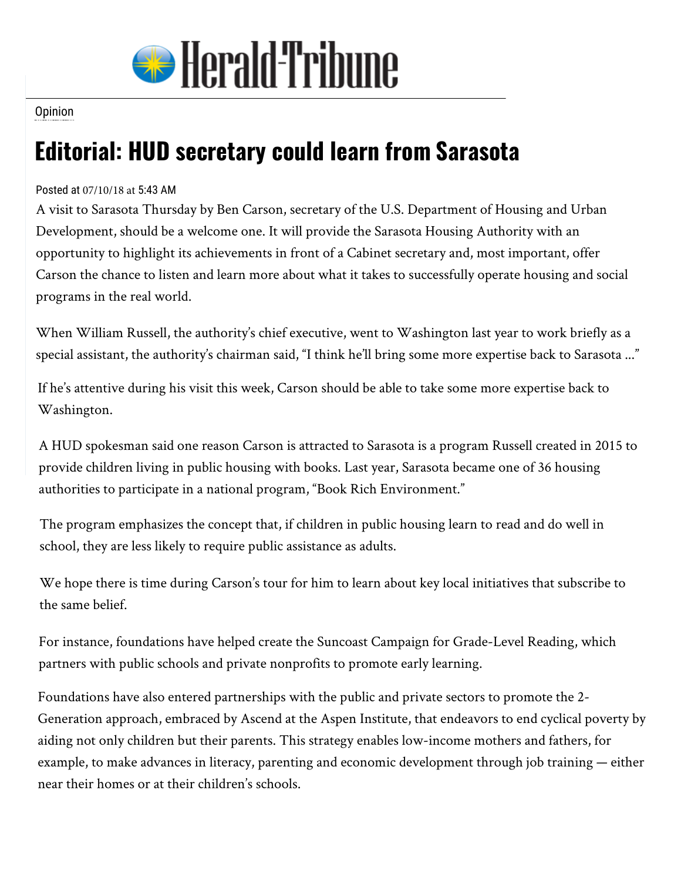Herald-Tribune

Opinion

# Editorial: HUD secretary could learn from Sarasota

Posted at 07/10/18 at 5:43 AM

A visit to Sarasota Thursday by Ben Carson, secretary of the U.S. Department of Housing and Urban Development, should be a welcome one. It will provide the Sarasota Housing Authority with an opportunity to highlight its achievements in front of a Cabinet secretary and, most important, offer Carson the chance to listen and learn more about what it takes to successfully operate housing and social programs in the real world.

When William Russell, the authority's chief executive, went to Washington last year to work briefly as a special assistant, the authority's chairman said, "I think he'll bring some more expertise back to Sarasota ..."

If he's attentive during his visit this week, Carson should be able to take some more expertise back to Washington.

A HUD spokesman said one reason Carson is attracted to Sarasota is a program Russell created in 2015 to provide children living in public housing with books. Last year, Sarasota became one of 36 housing authorities to participate in a national program, "Book Rich Environment."

The program emphasizes the concept that, if children in public housing learn to read and do well in school, they are less likely to require public assistance as adults.

We hope there is time during Carson's tour for him to learn about key local initiatives that subscribe to the same belief.

For instance, foundations have helped create the Suncoast Campaign for Grade-Level Reading, which partners with public schools and private nonprofits to promote early learning.

Foundations have also entered partnerships with the public and private sectors to promote the 2-Generation approach, embraced by Ascend at the Aspen Institute, that endeavors to end cyclical poverty by aiding not only children but their parents. This strategy enables low-income mothers and fathers, for example, to make advances in literacy, parenting and economic development through job training — either near their homes or at their children's schools.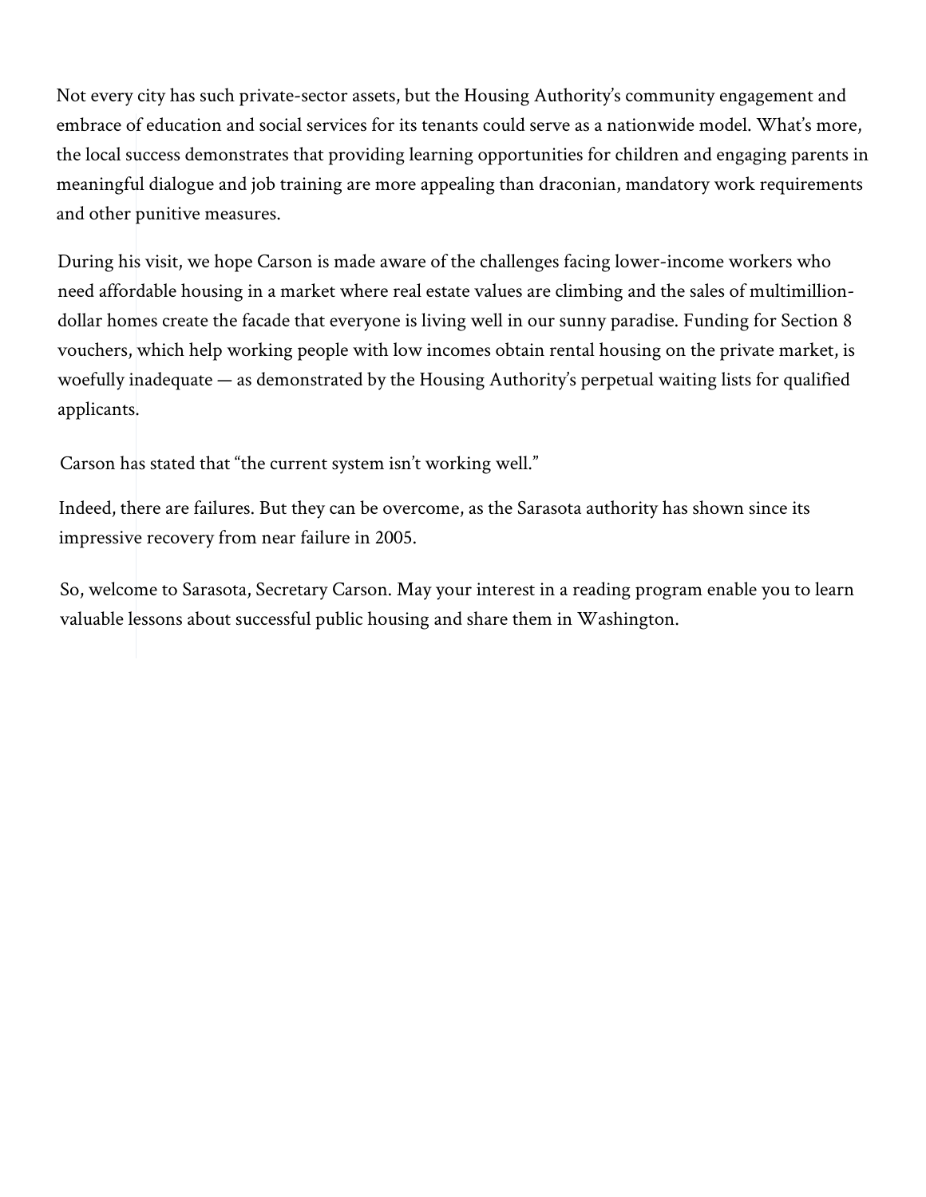Not every city has such private-sector assets, but the Housing Authority's community engagement and embrace of education and social services for its tenants could serve as a nationwide model. What's more, the local success demonstrates that providing learning opportunities for children and engaging parents in meaningful dialogue and job training are more appealing than draconian, mandatory work requirements and other punitive measures.

During his visit, we hope Carson is made aware of the challenges facing lower-income workers who need affordable housing in a market where real estate values are climbing and the sales of multimillion-dollar homes create the facade that everyone is living well in our sunny paradise. Funding for Section 8 vouchers, which help working people with low incomes obtain rental housing on the private market, is woefully inadequate — as demonstrated by the Housing Authority's perpetual waiting lists for qualified applicants.

Carson has stated that "the current system isn't working well."

Indeed, there are failures. But they can be overcome, as the Sarasota authority has shown since its impressive recovery from near failure in 2005.

So, welcome to Sarasota, Secretary Carson. May your interest in a reading program enable you to learn valuable lessons about successful public housing and share them in Washington.